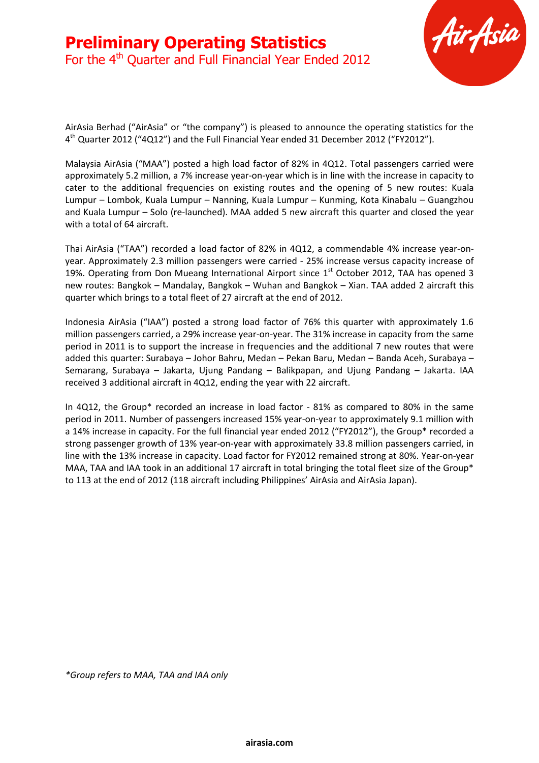# Preliminary Operating Statistics

For the 4th Quarter and Full Financial Year Ended 2012

AirAsia Berhad ("AirAsia" or "the company") is pleased to announce the operating statistics for the 4th Quarter 2012 ("4Q12") and the Full Financial Year ended 31 December 2012 ("FY2012").

Malaysia AirAsia ("MAA") posted a high load factor of 82% in 4Q12. Total passengers carried were approximately 5.2 million, a 7% increase year-on-year which is in line with the increase in capacity to cater to the additional frequencies on existing routes and the opening of 5 new routes: Kuala Lumpur – Lombok, Kuala Lumpur – Nanning, Kuala Lumpur – Kunming, Kota Kinabalu – Guangzhou and Kuala Lumpur – Solo (re-launched). MAA added 5 new aircraft this quarter and closed the year with a total of 64 aircraft.

Thai AirAsia ("TAA") recorded a load factor of 82% in 4Q12, a commendable 4% increase year-on-year. Approximately 2.3 million passengers were carried - 25% increase versus capacity increase of 19%. Operating from Don Mueang International Airport since 1st October 2012, TAA has opened 3 new routes: Bangkok – Mandalay, Bangkok – Wuhan and Bangkok – Xian. TAA added 2 aircraft this quarter which brings to a total fleet of 27 aircraft at the end of 2012.

Indonesia AirAsia ("IAA") posted a strong load factor of 76% this quarter with approximately 1.6 million passengers carried, a 29% increase year-on-year. The 31% increase in capacity from the same period in 2011 is to support the increase in frequencies and the additional 7 new routes that were added this quarter: Surabaya – Johor Bahru, Medan – Pekan Baru, Medan – Banda Aceh, Surabaya – Semarang, Surabaya – Jakarta, Ujung Pandang – Balikpapan, and Ujung Pandang – Jakarta. IAA received 3 additional aircraft in 4Q12, ending the year with 22 aircraft.

In 4Q12, the Group* recorded an increase in load factor - 81% as compared to 80% in the same period in 2011. Number of passengers increased 15% year-on-year to approximately 9.1 million with a 14% increase in capacity. For the full financial year ended 2012 ("FY2012"), the Group* recorded a strong passenger growth of 13% year-on-year with approximately 33.8 million passengers carried, in line with the 13% increase in capacity. Load factor for FY2012 remained strong at 80%. Year-on-year MAA, TAA and IAA took in an additional 17 aircraft in total bringing the total fleet size of the Group* to 113 at the end of 2012 (118 aircraft including Philippines' AirAsia and AirAsia Japan).

*\*Group refers to MAA, TAA and IAA only*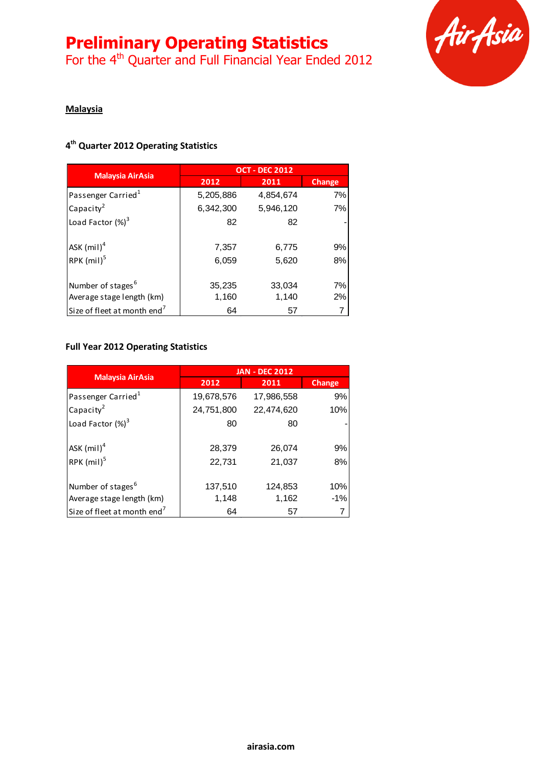# Preliminary Operating Statistics

For the 4th Quarter and Full Financial Year Ended 2012

**Malaysia**

### 4th Quarter 2012 Operating Statistics

| Malaysia AirAsia | OCT - DEC 2012 | | |
|---|---|---|---|
| | 2012 | 2011 | Change |
| Passenger Carried[1] | 5,205,886 | 4,854,674 | 7% |
| Capacity[2] | 6,342,300 | 5,946,120 | 7% |
| Load Factor (%)[3] | 82 | 82 | - |
| ASK (mil)[4] | 7,357 | 6,775 | 9% |
| RPK (mil)[5] | 6,059 | 5,620 | 8% |
| Number of stages[6] | 35,235 | 33,034 | 7% |
| Average stage length (km) | 1,160 | 1,140 | 2% |
| Size of fleet at month end[7] | 64 | 57 | 7 |

### Full Year 2012 Operating Statistics

| Malaysia AirAsia | JAN - DEC 2012 | | |
|---|---|---|---|
| | 2012 | 2011 | Change |
| Passenger Carried[1] | 19,678,576 | 17,986,558 | 9% |
| Capacity[2] | 24,751,800 | 22,474,620 | 10% |
| Load Factor (%)[3] | 80 | 80 | - |
| ASK (mil)[4] | 28,379 | 26,074 | 9% |
| RPK (mil)[5] | 22,731 | 21,037 | 8% |
| Number of stages[6] | 137,510 | 124,853 | 10% |
| Average stage length (km) | 1,148 | 1,162 | -1% |
| Size of fleet at month end[7] | 64 | 57 | 7 |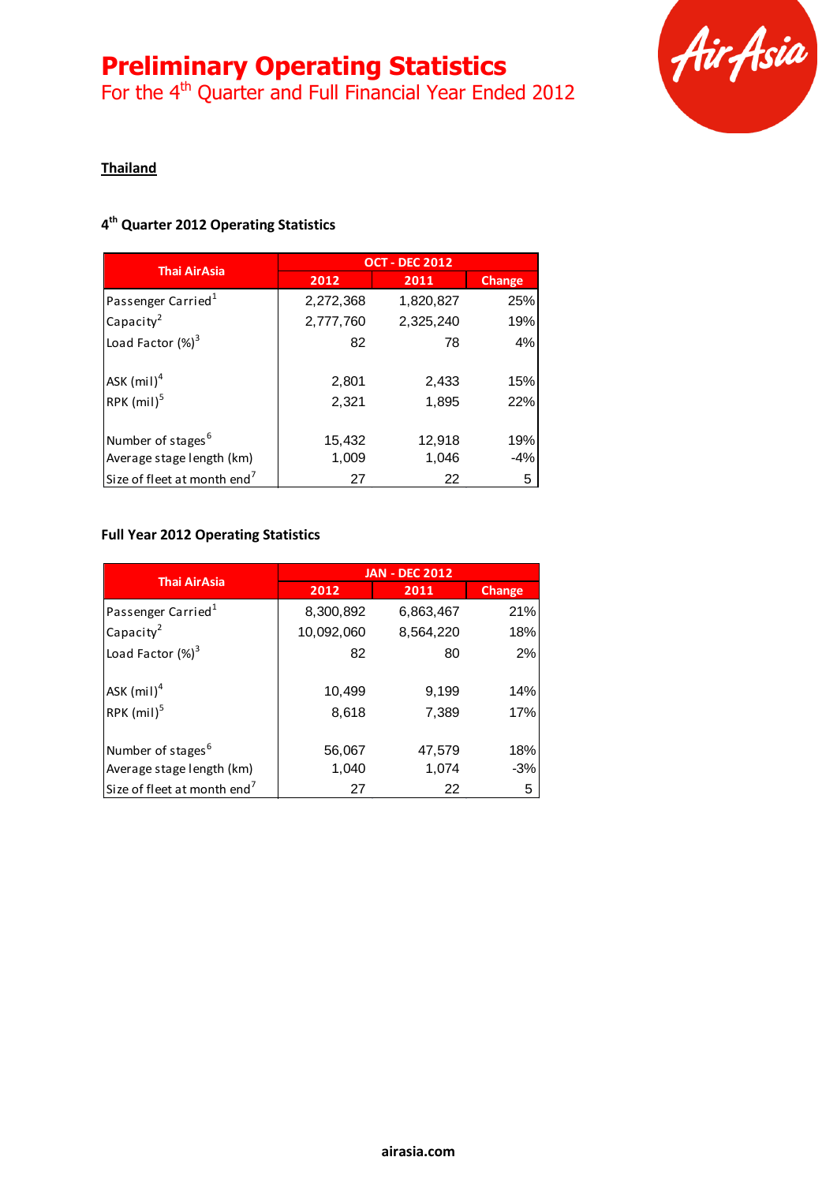# Preliminary Operating Statistics

For the 4th Quarter and Full Financial Year Ended 2012

## Thailand

### 4th Quarter 2012 Operating Statistics

| Thai AirAsia | OCT - DEC 2012 | | |
|---|---|---|---|
| | 2012 | 2011 | Change |
| Passenger Carried[1] | 2,272,368 | 1,820,827 | 25% |
| Capacity[2] | 2,777,760 | 2,325,240 | 19% |
| Load Factor (%)[3] | 82 | 78 | 4% |
| ASK (mil)[4] | 2,801 | 2,433 | 15% |
| RPK (mil)[5] | 2,321 | 1,895 | 22% |
| Number of stages[6] | 15,432 | 12,918 | 19% |
| Average stage length (km) | 1,009 | 1,046 | -4% |
| Size of fleet at month end[7] | 27 | 22 | 5 |

### Full Year 2012 Operating Statistics

| Thai AirAsia | JAN - DEC 2012 | | |
|---|---|---|---|
| | 2012 | 2011 | Change |
| Passenger Carried[1] | 8,300,892 | 6,863,467 | 21% |
| Capacity[2] | 10,092,060 | 8,564,220 | 18% |
| Load Factor (%)[3] | 82 | 80 | 2% |
| ASK (mil)[4] | 10,499 | 9,199 | 14% |
| RPK (mil)[5] | 8,618 | 7,389 | 17% |
| Number of stages[6] | 56,067 | 47,579 | 18% |
| Average stage length (km) | 1,040 | 1,074 | -3% |
| Size of fleet at month end[7] | 27 | 22 | 5 |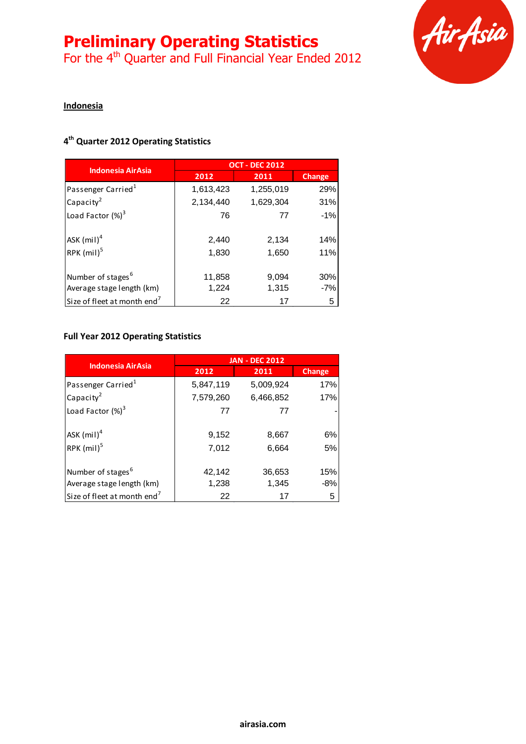# Preliminary Operating Statistics

For the 4th Quarter and Full Financial Year Ended 2012

**Indonesia**

### 4th Quarter 2012 Operating Statistics

| Indonesia AirAsia | OCT - DEC 2012 | | |
|---|---|---|---|
| | 2012 | 2011 | Change |
| Passenger Carried[1] | 1,613,423 | 1,255,019 | 29% |
| Capacity[2] | 2,134,440 | 1,629,304 | 31% |
| Load Factor (%)[3] | 76 | 77 | -1% |
| ASK (mil)[4] | 2,440 | 2,134 | 14% |
| RPK (mil)[5] | 1,830 | 1,650 | 11% |
| Number of stages[6] | 11,858 | 9,094 | 30% |
| Average stage length (km) | 1,224 | 1,315 | -7% |
| Size of fleet at month end[7] | 22 | 17 | 5 |

### Full Year 2012 Operating Statistics

| Indonesia AirAsia | JAN - DEC 2012 | | |
|---|---|---|---|
| | 2012 | 2011 | Change |
| Passenger Carried[1] | 5,847,119 | 5,009,924 | 17% |
| Capacity[2] | 7,579,260 | 6,466,852 | 17% |
| Load Factor (%)[3] | 77 | 77 | - |
| ASK (mil)[4] | 9,152 | 8,667 | 6% |
| RPK (mil)[5] | 7,012 | 6,664 | 5% |
| Number of stages[6] | 42,142 | 36,653 | 15% |
| Average stage length (km) | 1,238 | 1,345 | -8% |
| Size of fleet at month end[7] | 22 | 17 | 5 |

airasia.com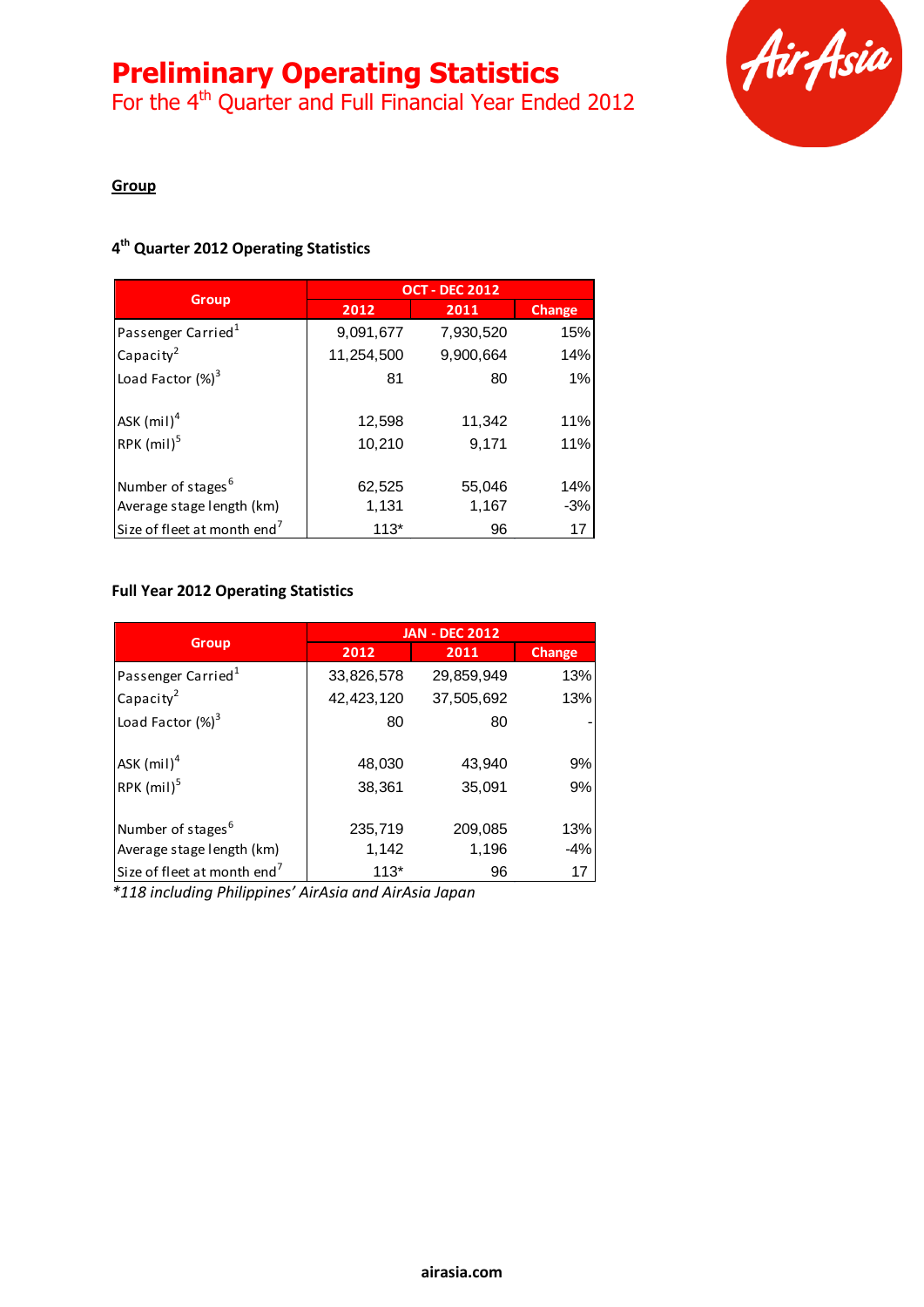# Preliminary Operating Statistics

## For the 4th Quarter and Full Financial Year Ended 2012

**Group**

### 4th Quarter 2012 Operating Statistics

| Group | OCT - DEC 2012 | | |
|---|---|---|---|
| | 2012 | 2011 | Change |
| Passenger Carried[1] | 9,091,677 | 7,930,520 | 15% |
| Capacity[2] | 11,254,500 | 9,900,664 | 14% |
| Load Factor (%)[3] | 81 | 80 | 1% |
| ASK (mil)[4] | 12,598 | 11,342 | 11% |
| RPK (mil)[5] | 10,210 | 9,171 | 11% |
| Number of stages[6] | 62,525 | 55,046 | 14% |
| Average stage length (km) | 1,131 | 1,167 | -3% |
| Size of fleet at month end[7] | 113* | 96 | 17 |

### Full Year 2012 Operating Statistics

| Group | JAN - DEC 2012 | | |
|---|---|---|---|
| | 2012 | 2011 | Change |
| Passenger Carried[1] | 33,826,578 | 29,859,949 | 13% |
| Capacity[2] | 42,423,120 | 37,505,692 | 13% |
| Load Factor (%)[3] | 80 | 80 | - |
| ASK (mil)[4] | 48,030 | 43,940 | 9% |
| RPK (mil)[5] | 38,361 | 35,091 | 9% |
| Number of stages[6] | 235,719 | 209,085 | 13% |
| Average stage length (km) | 1,142 | 1,196 | -4% |
| Size of fleet at month end[7] | 113* | 96 | 17 |

*\*118 including Philippines' AirAsia and AirAsia Japan*

**airasia.com**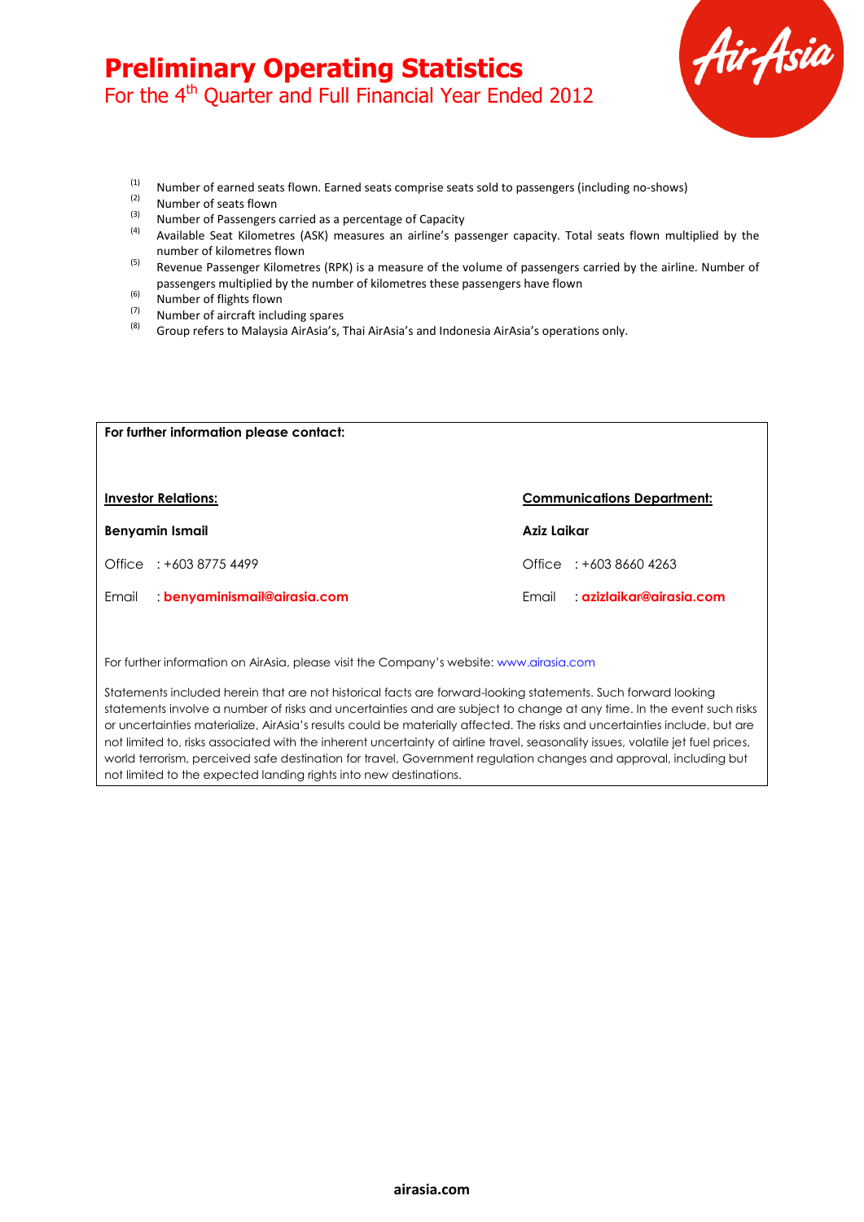# Preliminary Operating Statistics

For the 4th Quarter and Full Financial Year Ended 2012

(1) Number of earned seats flown. Earned seats comprise seats sold to passengers (including no-shows)
(2) Number of seats flown
(3) Number of Passengers carried as a percentage of Capacity
(4) Available Seat Kilometres (ASK) measures an airline's passenger capacity. Total seats flown multiplied by the number of kilometres flown
(5) Revenue Passenger Kilometres (RPK) is a measure of the volume of passengers carried by the airline. Number of passengers multiplied by the number of kilometres these passengers have flown
(6) Number of flights flown
(7) Number of aircraft including spares
(8) Group refers to Malaysia AirAsia's, Thai AirAsia's and Indonesia AirAsia's operations only.

**For further information please contact:**

**Investor Relations:**

**Benyamin Ismail**

Office : +603 8775 4499

Email : **benyaminismail@airasia.com**

**Communications Department:**

**Aziz Laikar**

Office : +603 8660 4263

Email : **azizlaikar@airasia.com**

For further information on AirAsia, please visit the Company's website: www.airasia.com

Statements included herein that are not historical facts are forward-looking statements. Such forward looking statements involve a number of risks and uncertainties and are subject to change at any time. In the event such risks or uncertainties materialize, AirAsia's results could be materially affected. The risks and uncertainties include, but are not limited to, risks associated with the inherent uncertainty of airline travel, seasonality issues, volatile jet fuel prices, world terrorism, perceived safe destination for travel, Government regulation changes and approval, including but not limited to the expected landing rights into new destinations.